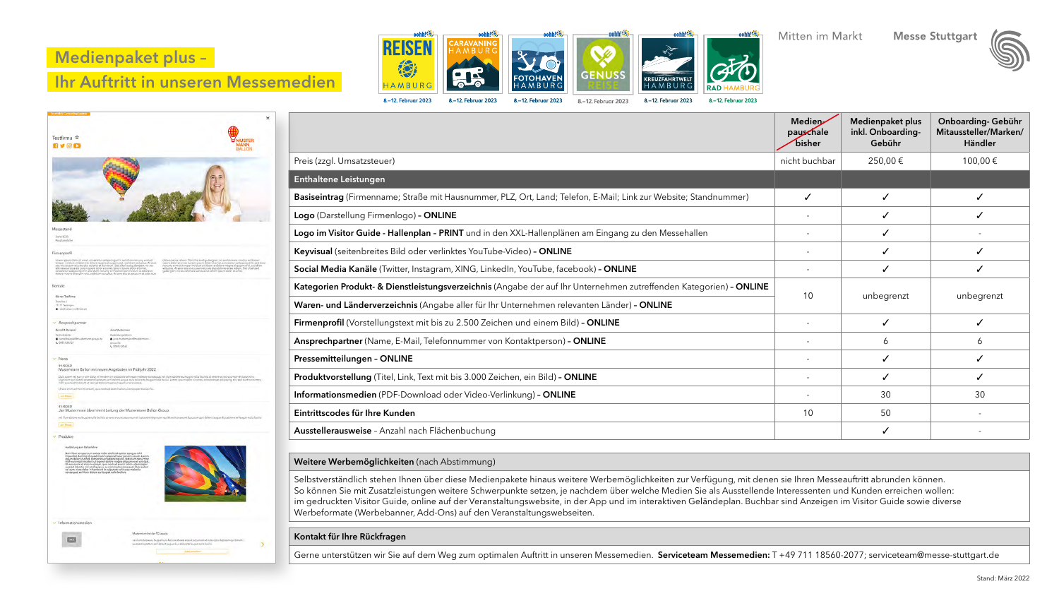# Medienpaket plus –
# Ihr Auftritt in unseren Messemedien

REISEN HAMBURG – 8.–12. Februar 2023
CARAVANING HAMBURG – 8.–12. Februar 2023
FOTOHAVEN HAMBURG – 8.–12. Februar 2023
GENUSS REISE – 8.–12. Februar 2023
KREUZFAHRTWELT HAMBURG – 8.–12. Februar 2023
RAD HAMBURG – 8.–12. Februar 2023

Mitten im Markt

Messe Stuttgart

| | Medien-pauschale bisher | Medienpaket plus inkl. Onboarding-Gebühr | Onboarding- Gebühr Mitaussteller/Marken/ Händler |
|---|---|---|---|
| Preis (zzgl. Umsatzsteuer) | nicht buchbar | 250,00 € | 100,00 € |
| **Enthaltene Leistungen** | | | |
| **Basiseintrag** (Firmenname; Straße mit Hausnummer, PLZ, Ort, Land; Telefon, E-Mail; Link zur Website; Standnummer) | ✓ | ✓ | ✓ |
| **Logo** (Darstellung Firmenlogo) **– ONLINE** | - | ✓ | ✓ |
| **Logo im Visitor Guide - Hallenplan - PRINT** und in den XXL-Hallenplänen am Eingang zu den Messehallen | - | ✓ | - |
| **Keyvisual** (seitenbreites Bild oder verlinktes YouTube-Video) **– ONLINE** | - | ✓ | ✓ |
| **Social Media Kanäle** (Twitter, Instagram, XING, LinkedIn, YouTube, facebook) **– ONLINE** | - | ✓ | ✓ |
| **Kategorien Produkt- & Dienstleistungsverzeichnis** (Angabe der auf Ihr Unternehmen zutreffenden Kategorien) **– ONLINE** | 10 | unbegrenzt | unbegrenzt |
| **Waren- und Länderverzeichnis** (Angabe aller für Ihr Unternehmen relevanten Länder) **– ONLINE** | | | |
| **Firmenprofil** (Vorstellungstext mit bis zu 2.500 Zeichen und einem Bild) **– ONLINE** | - | ✓ | ✓ |
| **Ansprechpartner** (Name, E-Mail, Telefonnummer von Kontaktperson) **– ONLINE** | - | 6 | 6 |
| **Pressemitteilungen – ONLINE** | - | ✓ | ✓ |
| **Produktvorstellung** (Titel, Link, Text mit bis 3.000 Zeichen, ein Bild) **– ONLINE** | - | ✓ | ✓ |
| **Informationsmedien** (PDF-Download oder Video-Verlinkung) **– ONLINE** | - | 30 | 30 |
| **Eintrittscodes für Ihre Kunden** | 10 | 50 | - |
| **Ausstellerausweise** – Anzahl nach Flächenbuchung | | ✓ | - |

**Weitere Werbemöglichkeiten** (nach Abstimmung)

Selbstverständlich stehen Ihnen über diese Medienpakete hinaus weitere Werbemöglichkeiten zur Verfügung, mit denen sie Ihren Messeauftritt abrunden können. So können Sie mit Zusatzleistungen weitere Schwerpunkte setzen, je nachdem über welche Medien Sie als Ausstellende Interessenten und Kunden erreichen wollen: im gedruckten Visitor Guide, online auf der Veranstaltungswebsite, in der App und im interaktiven Geländeplan. Buchbar sind Anzeigen im Visitor Guide sowie diverse Werbeformate (Werbebanner, Add-Ons) auf den Veranstaltungswebseiten.

**Kontakt für Ihre Rückfragen**

Gerne unterstützen wir Sie auf dem Weg zum optimalen Auftritt in unseren Messemedien. **Serviceteam Messemedien:** T +49 711 18560-2077; serviceteam@messe-stuttgart.de

Stand: März 2022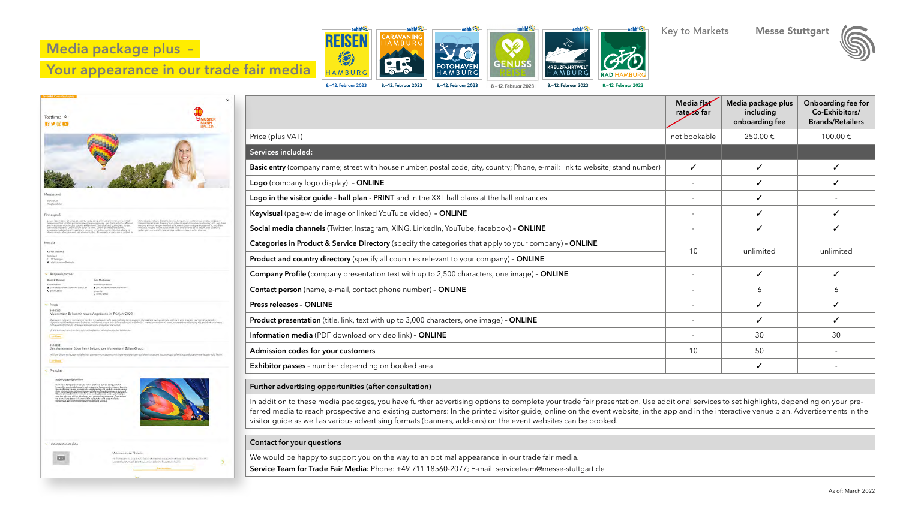# Media package plus – Your appearance in our trade fair media

| | Media flat rate so far | Media package plus including onboarding fee | Onboarding fee for Co-Exhibitors/ Brands/Retailers |
|---|---|---|---|
| Price (plus VAT) | not bookable | 250.00 € | 100.00 € |
| **Services included:** | | | |
| **Basic entry** (company name; street with house number, postal code, city, country; Phone, e-mail; link to website; stand number) | ✓ | ✓ | ✓ |
| **Logo** (company logo display) **- ONLINE** | - | ✓ | ✓ |
| **Logo in the visitor guide - hall plan - PRINT** and in the XXL hall plans at the hall entrances | - | ✓ | - |
| **Keyvisual** (page-wide image or linked YouTube video) **- ONLINE** | - | ✓ | ✓ |
| **Social media channels** (Twitter, Instagram, XING, LinkedIn, YouTube, facebook) **- ONLINE** | - | ✓ | ✓ |
| **Categories in Product & Service Directory** (specify the categories that apply to your company) **- ONLINE** | 10 | unlimited | unlimited |
| **Product and country directory** (specify all countries relevant to your company) **- ONLINE** | | | |
| **Company Profile** (company presentation text with up to 2,500 characters, one image) **- ONLINE** | - | ✓ | ✓ |
| **Contact person** (name, e-mail, contact phone number) **- ONLINE** | - | 6 | 6 |
| **Press releases - ONLINE** | - | ✓ | ✓ |
| **Product presentation** (title, link, text with up to 3,000 characters, one image) **- ONLINE** | - | ✓ | ✓ |
| **Information media** (PDF download or video link) **- ONLINE** | - | 30 | 30 |
| **Admission codes for your customers** | 10 | 50 | - |
| **Exhibitor passes** - number depending on booked area | | ✓ | - |

**Further advertising opportunities (after consultation)**

In addition to these media packages, you have further advertising options to complete your trade fair presentation. Use additional services to set highlights, depending on your preferred media to reach prospective and existing customers: In the printed visitor guide, online on the event website, in the app and in the interactive venue plan. Advertisements in the visitor guide as well as various advertising formats (banners, add-ons) on the event websites can be booked.

**Contact for your questions**

We would be happy to support you on the way to an optimal appearance in our trade fair media.
**Service Team for Trade Fair Media:** Phone: +49 711 18560-2077; E-mail: serviceteam@messe-stuttgart.de

As of: March 2022